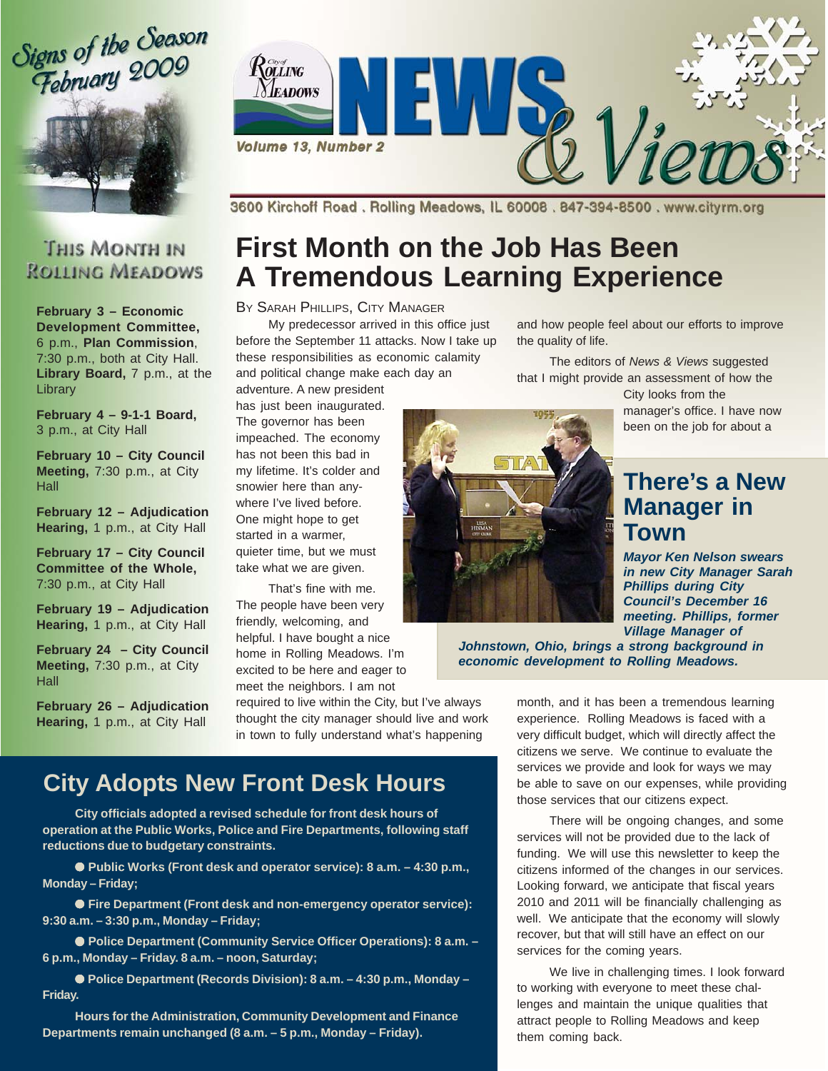# NEWS & Views

City of Rolling Meadows

Volume 13, Number 2

3600 Kirchoff Road . Rolling Meadows, IL 60008 . 847-394-8500 . www.cityrm.org

Signs of the Season February 2009

## This Month in Rolling Meadows

**February 3 – Economic Development Committee,** 6 p.m., **Plan Commission**, 7:30 p.m., both at City Hall. **Library Board,** 7 p.m., at the Library

**February 4 – 9-1-1 Board,** 3 p.m., at City Hall

**February 10 – City Council Meeting,** 7:30 p.m., at City Hall

**February 12 – Adjudication Hearing,** 1 p.m., at City Hall

**February 17 – City Council Committee of the Whole,** 7:30 p.m., at City Hall

**February 19 – Adjudication Hearing,** 1 p.m., at City Hall

**February 24 – City Council Meeting,** 7:30 p.m., at City Hall

**February 26 – Adjudication Hearing,** 1 p.m., at City Hall

# First Month on the Job Has Been A Tremendous Learning Experience

By Sarah Phillips, City Manager

My predecessor arrived in this office just before the September 11 attacks. Now I take up these responsibilities as economic calamity and political change make each day an adventure. A new president has just been inaugurated. The governor has been impeached. The economy has not been this bad in my lifetime. It's colder and snowier here than anywhere I've lived before. One might hope to get started in a warmer, quieter time, but we must take what we are given.

That's fine with me. The people have been very friendly, welcoming, and helpful. I have bought a nice home in Rolling Meadows. I'm excited to be here and eager to meet the neighbors. I am not required to live within the City, but I've always thought the city manager should live and work in town to fully understand what's happening and how people feel about our efforts to improve the quality of life.

The editors of *News & Views* suggested that I might provide an assessment of how the City looks from the manager's office. I have now been on the job for about a month, and it has been a tremendous learning experience. Rolling Meadows is faced with a very difficult budget, which will directly affect the citizens we serve. We continue to evaluate the services we provide and look for ways we may be able to save on our expenses, while providing those services that our citizens expect.

There will be ongoing changes, and some services will not be provided due to the lack of funding. We will use this newsletter to keep the citizens informed of the changes in our services. Looking forward, we anticipate that fiscal years 2010 and 2011 will be financially challenging as well. We anticipate that the economy will slowly recover, but that will still have an effect on our services for the coming years.

We live in challenging times. I look forward to working with everyone to meet these challenges and maintain the unique qualities that attract people to Rolling Meadows and keep them coming back.

## There's a New Manager in Town

***Mayor Ken Nelson swears in new City Manager Sarah Phillips during City Council's December 16 meeting. Phillips, former Village Manager of Johnstown, Ohio, brings a strong background in economic development to Rolling Meadows.***

## City Adopts New Front Desk Hours

**City officials adopted a revised schedule for front desk hours of operation at the Public Works, Police and Fire Departments, following staff reductions due to budgetary constraints.**

- **Public Works (Front desk and operator service): 8 a.m. – 4:30 p.m., Monday – Friday;**
- **Fire Department (Front desk and non-emergency operator service): 9:30 a.m. – 3:30 p.m., Monday – Friday;**
- **Police Department (Community Service Officer Operations): 8 a.m. – 6 p.m., Monday – Friday. 8 a.m. – noon, Saturday;**
- **Police Department (Records Division): 8 a.m. – 4:30 p.m., Monday – Friday.**

**Hours for the Administration, Community Development and Finance Departments remain unchanged (8 a.m. – 5 p.m., Monday – Friday).**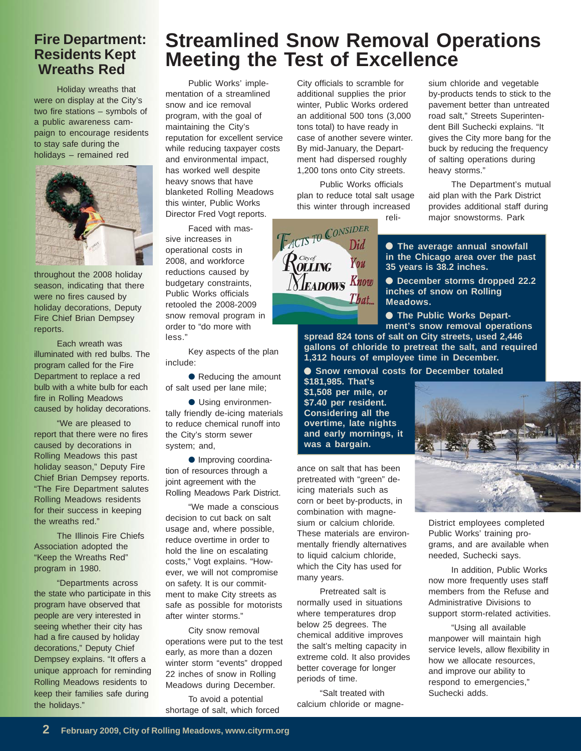## Fire Department: Residents Kept Wreaths Red

Holiday wreaths that were on display at the City's two fire stations – symbols of a public awareness campaign to encourage residents to stay safe during the holidays – remained red throughout the 2008 holiday season, indicating that there were no fires caused by holiday decorations, Deputy Fire Chief Brian Dempsey reports.

Each wreath was illuminated with red bulbs. The program called for the Fire Department to replace a red bulb with a white bulb for each fire in Rolling Meadows caused by holiday decorations.

"We are pleased to report that there were no fires caused by decorations in Rolling Meadows this past holiday season," Deputy Fire Chief Brian Dempsey reports. "The Fire Department salutes Rolling Meadows residents for their success in keeping the wreaths red."

The Illinois Fire Chiefs Association adopted the "Keep the Wreaths Red" program in 1980.

"Departments across the state who participate in this program have observed that people are very interested in seeing whether their city has had a fire caused by holiday decorations," Deputy Chief Dempsey explains. "It offers a unique approach for reminding Rolling Meadows residents to keep their families safe during the holidays."

# Streamlined Snow Removal Operations Meeting the Test of Excellence

Public Works' implementation of a streamlined snow and ice removal program, with the goal of maintaining the City's reputation for excellent service while reducing taxpayer costs and environmental impact, has worked well despite heavy snows that have blanketed Rolling Meadows this winter, Public Works Director Fred Vogt reports.

Faced with massive increases in operational costs in 2008, and workforce reductions caused by budgetary constraints, Public Works officials retooled the 2008-2009 snow removal program in order to "do more with less."

Key aspects of the plan include:

- Reducing the amount of salt used per lane mile;
- Using environmentally friendly de-icing materials to reduce chemical runoff into the City's storm sewer system; and,
- Improving coordination of resources through a joint agreement with the Rolling Meadows Park District.

"We made a conscious decision to cut back on salt usage and, where possible, reduce overtime in order to hold the line on escalating costs," Vogt explains. "However, we will not compromise on safety. It is our commitment to make City streets as safe as possible for motorists after winter storms."

City snow removal operations were put to the test early, as more than a dozen winter storm "events" dropped 22 inches of snow in Rolling Meadows during December.

To avoid a potential shortage of salt, which forced City officials to scramble for additional supplies the prior winter, Public Works ordered an additional 500 tons (3,000 tons total) to have ready in case of another severe winter. By mid-January, the Department had dispersed roughly 1,200 tons onto City streets.

Public Works officials plan to reduce total salt usage this winter through increased reliance on salt that has been pretreated with "green" de-icing materials such as corn or beet by-products, in combination with magnesium or calcium chloride. These materials are environmentally friendly alternatives to liquid calcium chloride, which the City has used for many years.

Pretreated salt is normally used in situations where temperatures drop below 25 degrees. The chemical additive improves the salt's melting capacity in extreme cold. It also provides better coverage for longer periods of time.

"Salt treated with calcium chloride or magnesium chloride and vegetable by-products tends to stick to the pavement better than untreated road salt," Streets Superintendent Bill Suchecki explains. "It gives the City more bang for the buck by reducing the frequency of salting operations during heavy storms."

The Department's mutual aid plan with the Park District provides additional staff during major snowstorms. Park District employees completed Public Works' training programs, and are available when needed, Suchecki says.

In addition, Public Works now more frequently uses staff members from the Refuse and Administrative Divisions to support storm-related activities.

"Using all available manpower will maintain high service levels, allow flexibility in how we allocate resources, and improve our ability to respond to emergencies," Suchecki adds.

**Facts to Consider – City of Rolling Meadows – Did You Know That...**

- **The average annual snowfall in the Chicago area over the past 35 years is 38.2 inches.**
- **December storms dropped 22.2 inches of snow on Rolling Meadows.**
- **The Public Works Department's snow removal operations spread 824 tons of salt on City streets, used 2,446 gallons of chloride to pretreat the salt, and required 1,312 hours of employee time in December.**
- **Snow removal costs for December totaled $181,985. That's $1,508 per mile, or $7.40 per resident. Considering all the overtime, late nights and early mornings, it was a bargain.**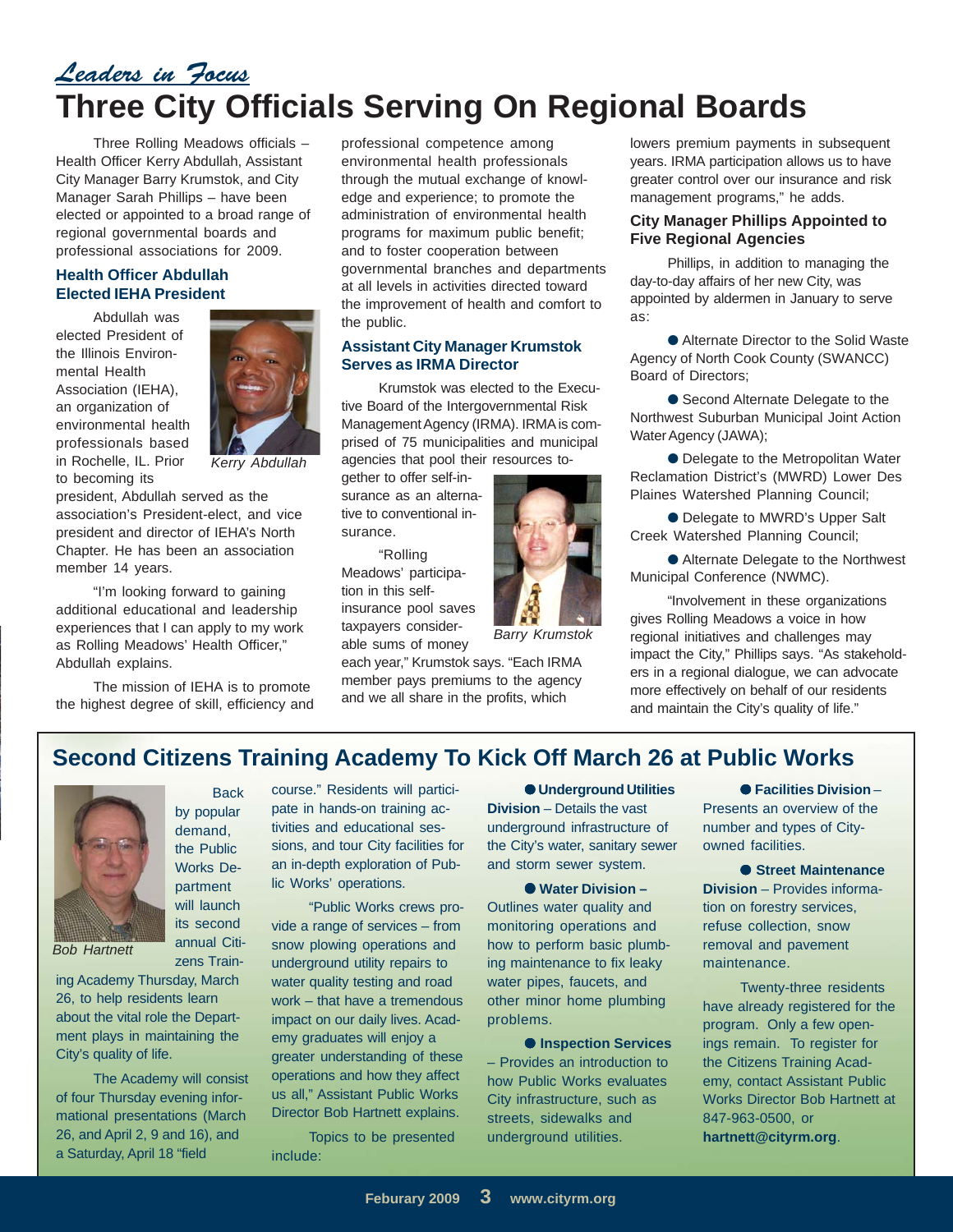*Leaders in Focus*

# Three City Officials Serving On Regional Boards

Three Rolling Meadows officials – Health Officer Kerry Abdullah, Assistant City Manager Barry Krumstok, and City Manager Sarah Phillips – have been elected or appointed to a broad range of regional governmental boards and professional associations for 2009.

### Health Officer Abdullah Elected IEHA President

Abdullah was elected President of the Illinois Environmental Health Association (IEHA), an organization of environmental health professionals based in Rochelle, IL. Prior to becoming its president, Abdullah served as the association's President-elect, and vice president and director of IEHA's North Chapter. He has been an association member 14 years.

*Kerry Abdullah*

"I'm looking forward to gaining additional educational and leadership experiences that I can apply to my work as Rolling Meadows' Health Officer," Abdullah explains.

The mission of IEHA is to promote the highest degree of skill, efficiency and professional competence among environmental health professionals through the mutual exchange of knowledge and experience; to promote the administration of environmental health programs for maximum public benefit; and to foster cooperation between governmental branches and departments at all levels in activities directed toward the improvement of health and comfort to the public.

### Assistant City Manager Krumstok Serves as IRMA Director

Krumstok was elected to the Executive Board of the Intergovernmental Risk Management Agency (IRMA). IRMA is comprised of 75 municipalities and municipal agencies that pool their resources together to offer self-insurance as an alternative to conventional insurance.

*Barry Krumstok*

"Rolling Meadows' participation in this self-insurance pool saves taxpayers considerable sums of money each year," Krumstok says. "Each IRMA member pays premiums to the agency and we all share in the profits, which lowers premium payments in subsequent years. IRMA participation allows us to have greater control over our insurance and risk management programs," he adds.

### City Manager Phillips Appointed to Five Regional Agencies

Phillips, in addition to managing the day-to-day affairs of her new City, was appointed by aldermen in January to serve as:

- Alternate Director to the Solid Waste Agency of North Cook County (SWANCC) Board of Directors;
- Second Alternate Delegate to the Northwest Suburban Municipal Joint Action Water Agency (JAWA);
- Delegate to the Metropolitan Water Reclamation District's (MWRD) Lower Des Plaines Watershed Planning Council;
- Delegate to MWRD's Upper Salt Creek Watershed Planning Council;
- Alternate Delegate to the Northwest Municipal Conference (NWMC).

"Involvement in these organizations gives Rolling Meadows a voice in how regional initiatives and challenges may impact the City," Phillips says. "As stakeholders in a regional dialogue, we can advocate more effectively on behalf of our residents and maintain the City's quality of life."

## Second Citizens Training Academy To Kick Off March 26 at Public Works

*Bob Hartnett*

Back by popular demand, the Public Works Department will launch its second annual Citizens Training Academy Thursday, March 26, to help residents learn about the vital role the Department plays in maintaining the City's quality of life.

The Academy will consist of four Thursday evening informational presentations (March 26, and April 2, 9 and 16), and a Saturday, April 18 "field course." Residents will participate in hands-on training activities and educational sessions, and tour City facilities for an in-depth exploration of Public Works' operations.

"Public Works crews provide a range of services – from snow plowing operations and underground utility repairs to water quality testing and road work – that have a tremendous impact on our daily lives. Academy graduates will enjoy a greater understanding of these operations and how they affect us all," Assistant Public Works Director Bob Hartnett explains.

Topics to be presented include:

- **Underground Utilities Division** – Details the vast underground infrastructure of the City's water, sanitary sewer and storm sewer system.
- **Water Division** – Outlines water quality and monitoring operations and how to perform basic plumbing maintenance to fix leaky water pipes, faucets, and other minor home plumbing problems.
- **Inspection Services** – Provides an introduction to how Public Works evaluates City infrastructure, such as streets, sidewalks and underground utilities.
- **Facilities Division** – Presents an overview of the number and types of City-owned facilities.
- **Street Maintenance Division** – Provides information on forestry services, refuse collection, snow removal and pavement maintenance.

Twenty-three residents have already registered for the program. Only a few openings remain. To register for the Citizens Training Academy, contact Assistant Public Works Director Bob Hartnett at 847-963-0500, or **hartnett@cityrm.org**.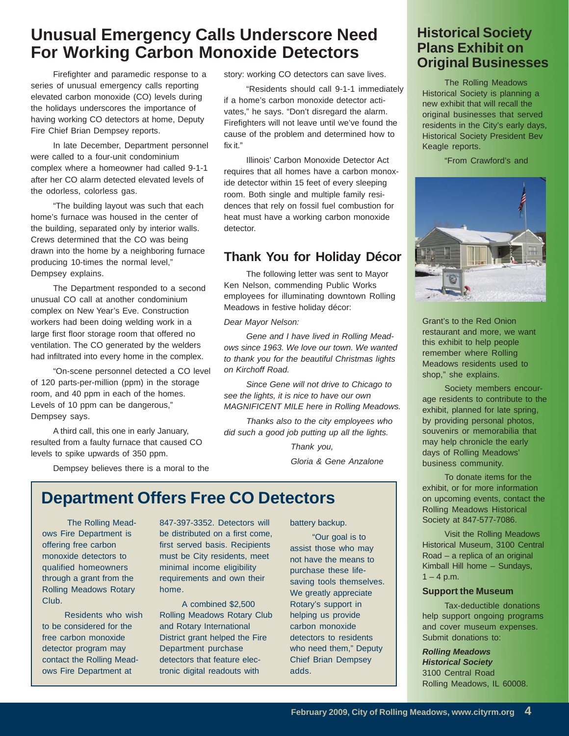# Unusual Emergency Calls Underscore Need For Working Carbon Monoxide Detectors

Firefighter and paramedic response to a series of unusual emergency calls reporting elevated carbon monoxide (CO) levels during the holidays underscores the importance of having working CO detectors at home, Deputy Fire Chief Brian Dempsey reports.

In late December, Department personnel were called to a four-unit condominium complex where a homeowner had called 9-1-1 after her CO alarm detected elevated levels of the odorless, colorless gas.

"The building layout was such that each home's furnace was housed in the center of the building, separated only by interior walls. Crews determined that the CO was being drawn into the home by a neighboring furnace producing 10-times the normal level," Dempsey explains.

The Department responded to a second unusual CO call at another condominium complex on New Year's Eve. Construction workers had been doing welding work in a large first floor storage room that offered no ventilation. The CO generated by the welders had infiltrated into every home in the complex.

"On-scene personnel detected a CO level of 120 parts-per-million (ppm) in the storage room, and 40 ppm in each of the homes. Levels of 10 ppm can be dangerous," Dempsey says.

A third call, this one in early January, resulted from a faulty furnace that caused CO levels to spike upwards of 350 ppm.

Dempsey believes there is a moral to the story: working CO detectors can save lives.

"Residents should call 9-1-1 immediately if a home's carbon monoxide detector activates," he says. "Don't disregard the alarm. Firefighters will not leave until we've found the cause of the problem and determined how to fix it."

Illinois' Carbon Monoxide Detector Act requires that all homes have a carbon monoxide detector within 15 feet of every sleeping room. Both single and multiple family residences that rely on fossil fuel combustion for heat must have a working carbon monoxide detector.

## Thank You for Holiday Décor

The following letter was sent to Mayor Ken Nelson, commending Public Works employees for illuminating downtown Rolling Meadows in festive holiday décor:

*Dear Mayor Nelson:*

*Gene and I have lived in Rolling Meadows since 1963. We love our town. We wanted to thank you for the beautiful Christmas lights on Kirchoff Road.*

*Since Gene will not drive to Chicago to see the lights, it is nice to have our own MAGNIFICENT MILE here in Rolling Meadows.*

*Thanks also to the city employees who did such a good job putting up all the lights.*

*Thank you,*

*Gloria & Gene Anzalone*

## Department Offers Free CO Detectors

The Rolling Meadows Fire Department is offering free carbon monoxide detectors to qualified homeowners through a grant from the Rolling Meadows Rotary Club.

Residents who wish to be considered for the free carbon monoxide detector program may contact the Rolling Meadows Fire Department at 847-397-3352. Detectors will be distributed on a first come, first served basis. Recipients must be City residents, meet minimal income eligibility requirements and own their home.

A combined $2,500 Rolling Meadows Rotary Club and Rotary International District grant helped the Fire Department purchase detectors that feature electronic digital readouts with battery backup.

"Our goal is to assist those who may not have the means to purchase these life-saving tools themselves. We greatly appreciate Rotary's support in helping us provide carbon monoxide detectors to residents who need them," Deputy Chief Brian Dempsey adds.

## Historical Society Plans Exhibit on Original Businesses

The Rolling Meadows Historical Society is planning a new exhibit that will recall the original businesses that served residents in the City's early days, Historical Society President Bev Keagle reports.

"From Crawford's and Grant's to the Red Onion restaurant and more, we want this exhibit to help people remember where Rolling Meadows residents used to shop," she explains.

Society members encourage residents to contribute to the exhibit, planned for late spring, by providing personal photos, souvenirs or memorabilia that may help chronicle the early days of Rolling Meadows' business community.

To donate items for the exhibit, or for more information on upcoming events, contact the Rolling Meadows Historical Society at 847-577-7086.

Visit the Rolling Meadows Historical Museum, 3100 Central Road – a replica of an original Kimball Hill home – Sundays, 1 – 4 p.m.

### Support the Museum

Tax-deductible donations help support ongoing programs and cover museum expenses. Submit donations to:

***Rolling Meadows Historical Society***
3100 Central Road
Rolling Meadows, IL 60008.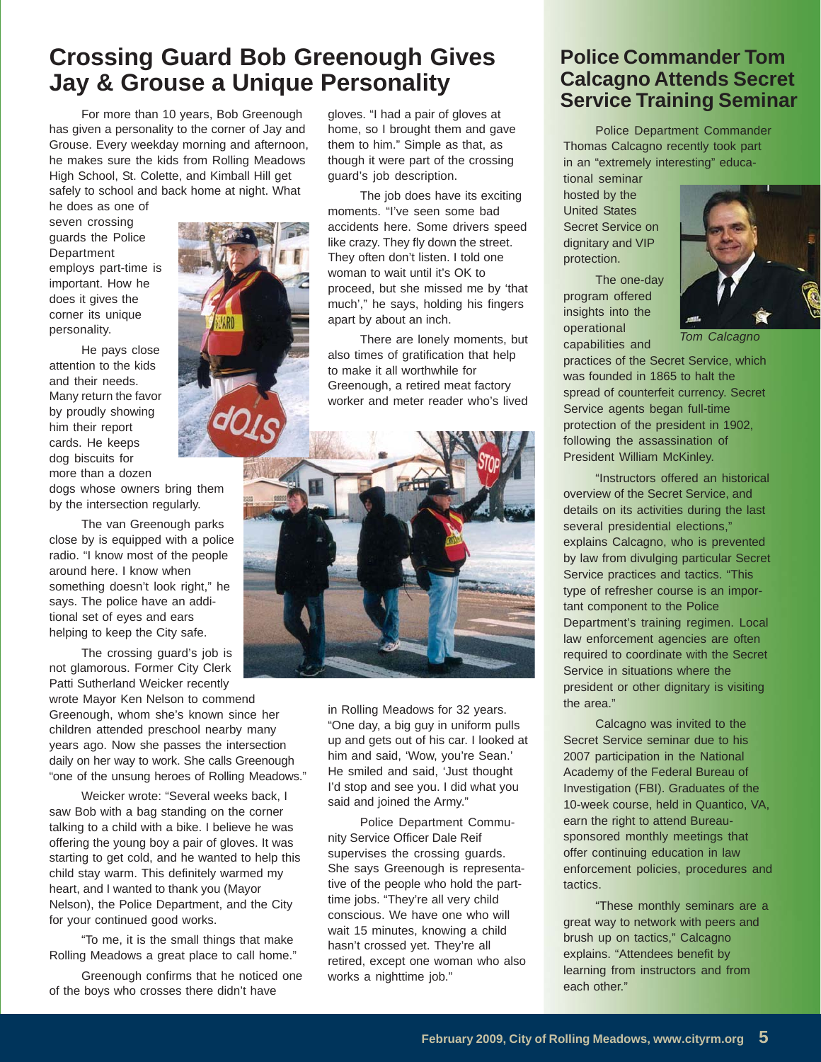## Crossing Guard Bob Greenough Gives Jay & Grouse a Unique Personality

For more than 10 years, Bob Greenough has given a personality to the corner of Jay and Grouse. Every weekday morning and afternoon, he makes sure the kids from Rolling Meadows High School, St. Colette, and Kimball Hill get safely to school and back home at night. What he does as one of seven crossing guards the Police Department employs part-time is important. How he does it gives the corner its unique personality.

He pays close attention to the kids and their needs. Many return the favor by proudly showing him their report cards. He keeps dog biscuits for more than a dozen dogs whose owners bring them by the intersection regularly.

The van Greenough parks close by is equipped with a police radio. "I know most of the people around here. I know when something doesn't look right," he says. The police have an additional set of eyes and ears helping to keep the City safe.

The crossing guard's job is not glamorous. Former City Clerk Patti Sutherland Weicker recently wrote Mayor Ken Nelson to commend Greenough, whom she's known since her children attended preschool nearby many years ago. Now she passes the intersection daily on her way to work. She calls Greenough "one of the unsung heroes of Rolling Meadows."

Weicker wrote: "Several weeks back, I saw Bob with a bag standing on the corner talking to a child with a bike. I believe he was offering the young boy a pair of gloves. It was starting to get cold, and he wanted to help this child stay warm. This definitely warmed my heart, and I wanted to thank you (Mayor Nelson), the Police Department, and the City for your continued good works.

"To me, it is the small things that make Rolling Meadows a great place to call home."

Greenough confirms that he noticed one of the boys who crosses there didn't have gloves. "I had a pair of gloves at home, so I brought them and gave them to him." Simple as that, as though it were part of the crossing guard's job description.

The job does have its exciting moments. "I've seen some bad accidents here. Some drivers speed like crazy. They fly down the street. They often don't listen. I told one woman to wait until it's OK to proceed, but she missed me by 'that much'," he says, holding his fingers apart by about an inch.

There are lonely moments, but also times of gratification that help to make it all worthwhile for Greenough, a retired meat factory worker and meter reader who's lived in Rolling Meadows for 32 years. "One day, a big guy in uniform pulls up and gets out of his car. I looked at him and said, 'Wow, you're Sean.' He smiled and said, 'Just thought I'd stop and see you. I did what you said and joined the Army."

Police Department Community Service Officer Dale Reif supervises the crossing guards. She says Greenough is representative of the people who hold the part-time jobs. "They're all very child conscious. We have one who will wait 15 minutes, knowing a child hasn't crossed yet. They're all retired, except one woman who also works a nighttime job."

## Police Commander Tom Calcagno Attends Secret Service Training Seminar

Police Department Commander Thomas Calcagno recently took part in an "extremely interesting" educational seminar hosted by the United States Secret Service on dignitary and VIP protection.

*Tom Calcagno*

The one-day program offered insights into the operational capabilities and practices of the Secret Service, which was founded in 1865 to halt the spread of counterfeit currency. Secret Service agents began full-time protection of the president in 1902, following the assassination of President William McKinley.

"Instructors offered an historical overview of the Secret Service, and details on its activities during the last several presidential elections," explains Calcagno, who is prevented by law from divulging particular Secret Service practices and tactics. "This type of refresher course is an important component to the Police Department's training regimen. Local law enforcement agencies are often required to coordinate with the Secret Service in situations where the president or other dignitary is visiting the area."

Calcagno was invited to the Secret Service seminar due to his 2007 participation in the National Academy of the Federal Bureau of Investigation (FBI). Graduates of the 10-week course, held in Quantico, VA, earn the right to attend Bureau-sponsored monthly meetings that offer continuing education in law enforcement policies, procedures and tactics.

"These monthly seminars are a great way to network with peers and brush up on tactics," Calcagno explains. "Attendees benefit by learning from instructors and from each other."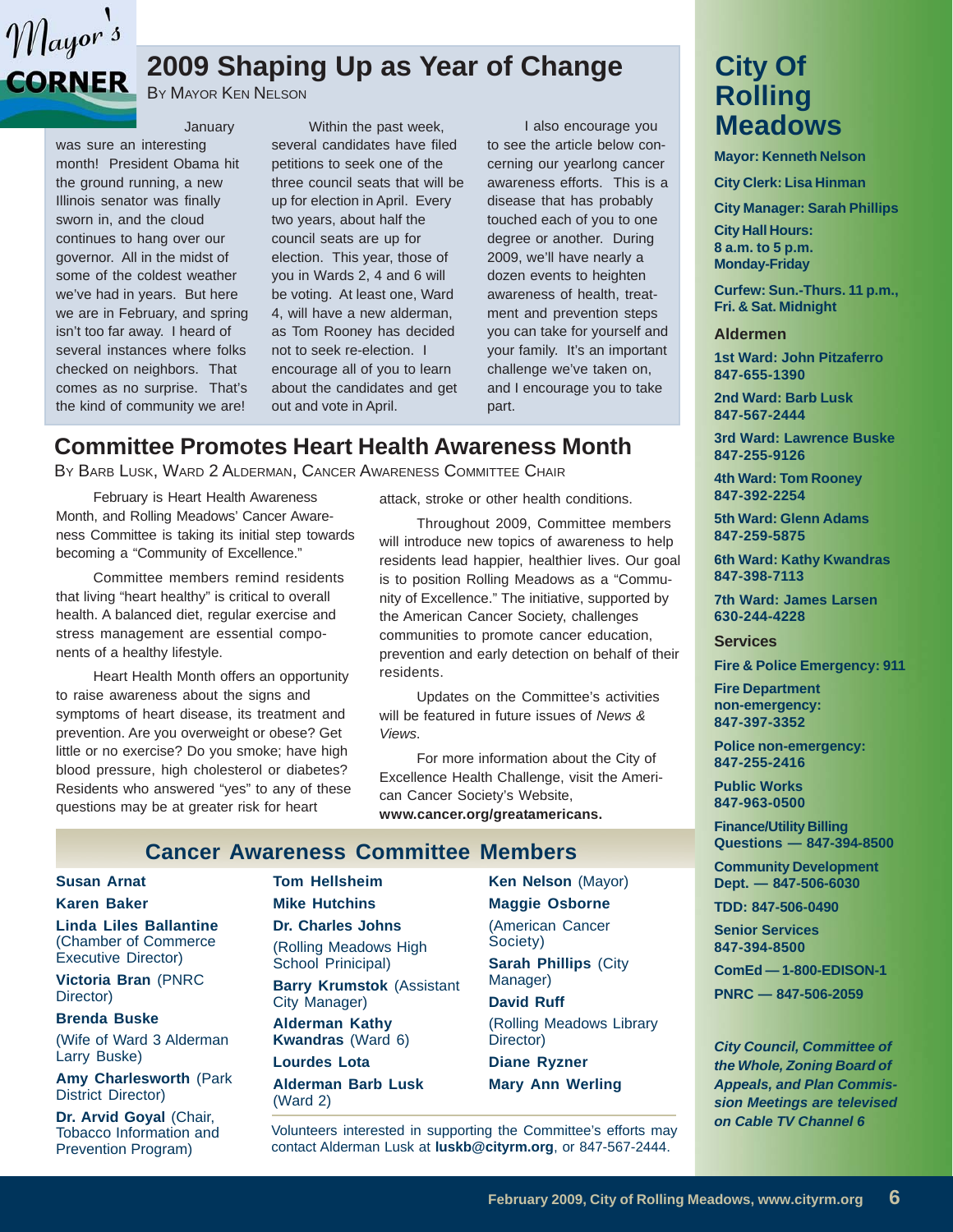Mayor's CORNER

# 2009 Shaping Up as Year of Change

By Mayor Ken Nelson

January was sure an interesting month! President Obama hit the ground running, a new Illinois senator was finally sworn in, and the cloud continues to hang over our governor. All in the midst of some of the coldest weather we've had in years. But here we are in February, and spring isn't too far away. I heard of several instances where folks checked on neighbors. That comes as no surprise. That's the kind of community we are!

Within the past week, several candidates have filed petitions to seek one of the three council seats that will be up for election in April. Every two years, about half the council seats are up for election. This year, those of you in Wards 2, 4 and 6 will be voting. At least one, Ward 4, will have a new alderman, as Tom Rooney has decided not to seek re-election. I encourage all of you to learn about the candidates and get out and vote in April.

I also encourage you to see the article below concerning our yearlong cancer awareness efforts. This is a disease that has probably touched each of you to one degree or another. During 2009, we'll have nearly a dozen events to heighten awareness of health, treatment and prevention steps you can take for yourself and your family. It's an important challenge we've taken on, and I encourage you to take part.

## Committee Promotes Heart Health Awareness Month

By Barb Lusk, Ward 2 Alderman, Cancer Awareness Committee Chair

February is Heart Health Awareness Month, and Rolling Meadows' Cancer Awareness Committee is taking its initial step towards becoming a "Community of Excellence."

Committee members remind residents that living "heart healthy" is critical to overall health. A balanced diet, regular exercise and stress management are essential components of a healthy lifestyle.

Heart Health Month offers an opportunity to raise awareness about the signs and symptoms of heart disease, its treatment and prevention. Are you overweight or obese? Get little or no exercise? Do you smoke; have high blood pressure, high cholesterol or diabetes? Residents who answered "yes" to any of these questions may be at greater risk for heart attack, stroke or other health conditions.

Throughout 2009, Committee members will introduce new topics of awareness to help residents lead happier, healthier lives. Our goal is to position Rolling Meadows as a "Community of Excellence." The initiative, supported by the American Cancer Society, challenges communities to promote cancer education, prevention and early detection on behalf of their residents.

Updates on the Committee's activities will be featured in future issues of *News & Views*.

For more information about the City of Excellence Health Challenge, visit the American Cancer Society's Website, **www.cancer.org/greatamericans.**

### Cancer Awareness Committee Members

**Susan Arnat**

**Karen Baker**

**Linda Liles Ballantine** (Chamber of Commerce Executive Director)

**Victoria Bran** (PNRC Director)

**Brenda Buske** (Wife of Ward 3 Alderman Larry Buske)

**Amy Charlesworth** (Park District Director)

**Dr. Arvid Goyal** (Chair, Tobacco Information and Prevention Program)

**Tom Hellsheim**

**Mike Hutchins**

**Dr. Charles Johns** (Rolling Meadows High School Principal)

**Barry Krumstok** (Assistant City Manager)

**Alderman Kathy Kwandras** (Ward 6)

**Lourdes Lota**

**Alderman Barb Lusk** (Ward 2)

**Ken Nelson** (Mayor)

**Maggie Osborne** (American Cancer Society)

**Sarah Phillips** (City Manager)

**David Ruff** (Rolling Meadows Library Director)

**Diane Ryzner**

**Mary Ann Werling**

Volunteers interested in supporting the Committee's efforts may contact Alderman Lusk at **luskb@cityrm.org**, or 847-567-2444.

## City Of Rolling Meadows

**Mayor: Kenneth Nelson**

**City Clerk: Lisa Hinman**

**City Manager: Sarah Phillips**

**City Hall Hours: 8 a.m. to 5 p.m. Monday-Friday**

**Curfew: Sun.-Thurs. 11 p.m., Fri. & Sat. Midnight**

### Aldermen

**1st Ward: John Pitzaferro 847-655-1390**

**2nd Ward: Barb Lusk 847-567-2444**

**3rd Ward: Lawrence Buske 847-255-9126**

**4th Ward: Tom Rooney 847-392-2254**

**5th Ward: Glenn Adams 847-259-5875**

**6th Ward: Kathy Kwandras 847-398-7113**

**7th Ward: James Larsen 630-244-4228**

### Services

**Fire & Police Emergency: 911**

**Fire Department non-emergency: 847-397-3352**

**Police non-emergency: 847-255-2416**

**Public Works 847-963-0500**

**Finance/Utility Billing Questions — 847-394-8500**

**Community Development Dept. — 847-506-6030**

**TDD: 847-506-0490**

**Senior Services 847-394-8500**

**ComEd — 1-800-EDISON-1**

**PNRC — 847-506-2059**

***City Council, Committee of the Whole, Zoning Board of Appeals, and Plan Commission Meetings are televised on Cable TV Channel 6***